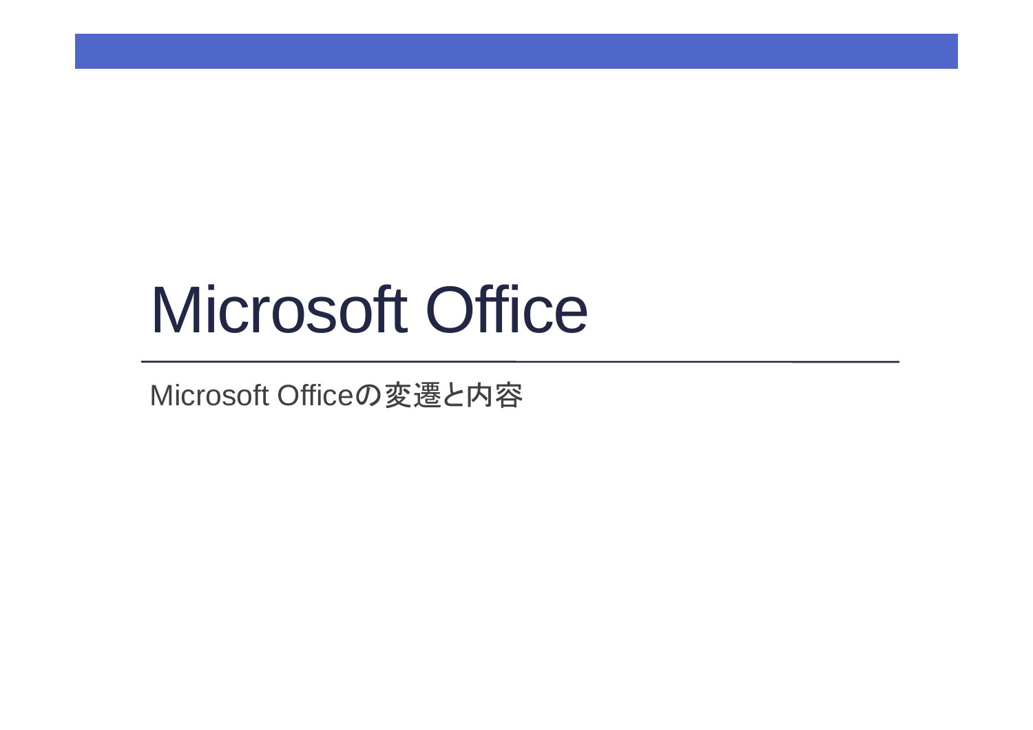# Microsoft Office

Microsoft Officeの変遷と内容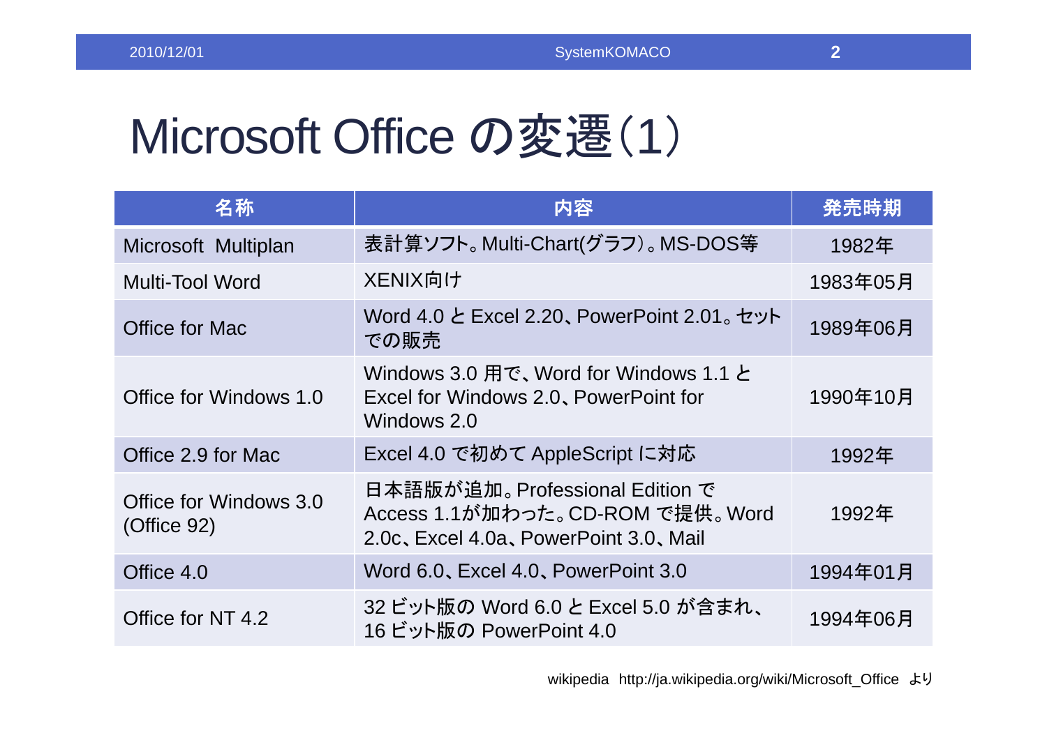# Microsoft Office の変遷(1)

| 名称 | 内容 | 発売時期 |
| --- | --- | --- |
| Microsoft  Multiplan | 表計算ソフト。Multi-Chart(グラフ)。MS-DOS等 | 1982年 |
| Multi-Tool Word | XENIX向け | 1983年05月 |
| Office for Mac | Word 4.0 と Excel 2.20、PowerPoint 2.01。セットでの販売 | 1989年06月 |
| Office for Windows 1.0 | Windows 3.0 用で、Word for Windows 1.1 と Excel for Windows 2.0、PowerPoint for Windows 2.0 | 1990年10月 |
| Office 2.9 for Mac | Excel 4.0 で初めて AppleScript に対応 | 1992年 |
| Office for Windows 3.0 (Office 92) | 日本語版が追加。Professional Edition で Access 1.1が加わった。CD-ROM で提供。Word 2.0c、Excel 4.0a、PowerPoint 3.0、Mail | 1992年 |
| Office 4.0 | Word 6.0、Excel 4.0、PowerPoint 3.0 | 1994年01月 |
| Office for NT 4.2 | 32 ビット版の Word 6.0 と Excel 5.0 が含まれ、16 ビット版の PowerPoint 4.0 | 1994年06月 |

wikipedia http://ja.wikipedia.org/wiki/Microsoft_Office より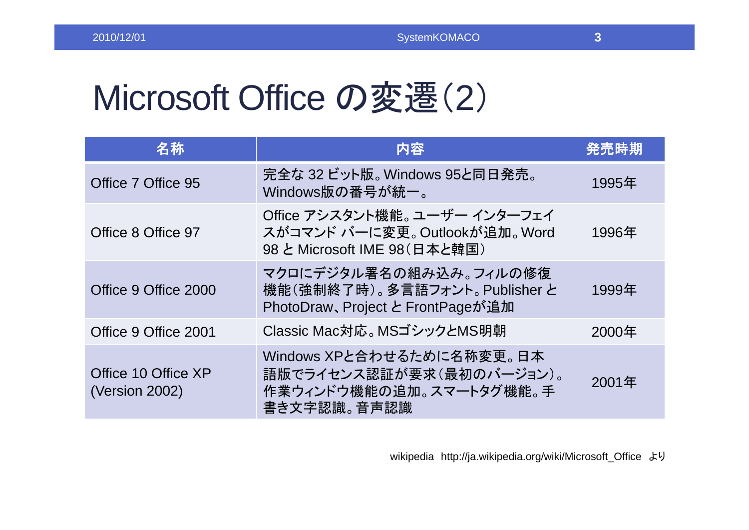# Microsoft Office の変遷(2)

| 名称 | 内容 | 発売時期 |
|---|---|---|
| Office 7 Office 95 | 完全な 32 ビット版。Windows 95と同日発売。Windows版の番号が統一。 | 1995年 |
| Office 8 Office 97 | Office アシスタント機能。ユーザー インターフェイスがコマンド バーに変更。Outlookが追加。Word 98 と Microsoft IME 98(日本と韓国) | 1996年 |
| Office 9 Office 2000 | マクロにデジタル署名の組み込み。フィルの修復機能(強制終了時)。多言語フォント。Publisher と PhotoDraw、Project と FrontPageが追加 | 1999年 |
| Office 9 Office 2001 | Classic Mac対応。MSゴシックとMS明朝 | 2000年 |
| Office 10 Office XP (Version 2002) | Windows XPと合わせるために名称変更。日本語版でライセンス認証が要求(最初のバージョン)。作業ウィンドウ機能の追加。スマートタグ機能。手書き文字認識。音声認識 | 2001年 |

wikipedia http://ja.wikipedia.org/wiki/Microsoft_Office より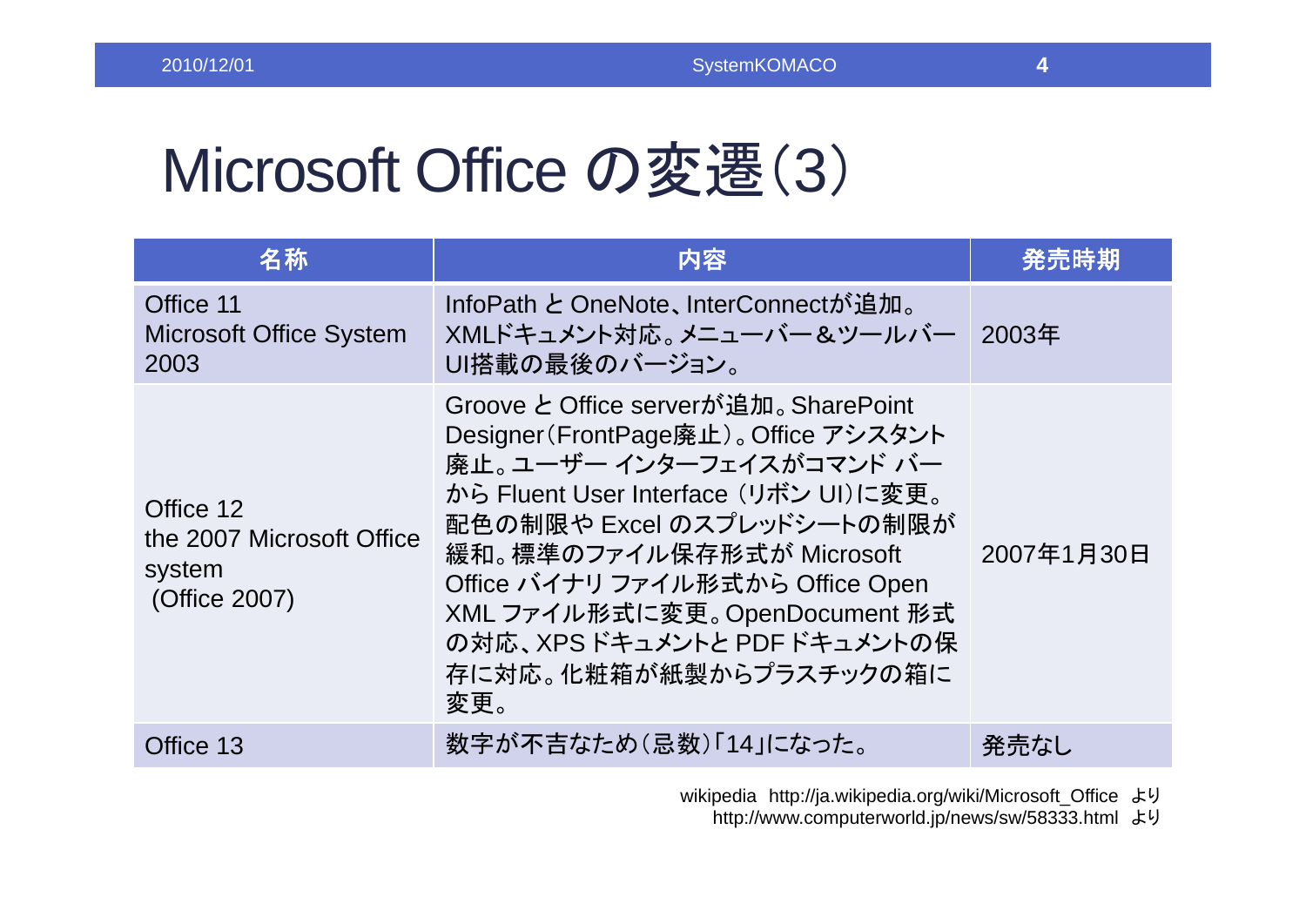# Microsoft Office の変遷（3）

| 名称 | 内容 | 発売時期 |
| --- | --- | --- |
| Office 11<br>Microsoft Office System 2003 | InfoPath と OneNote、InterConnectが追加。XMLドキュメント対応。メニューバー＆ツールバーUI搭載の最後のバージョン。 | 2003年 |
| Office 12<br>the 2007 Microsoft Office system<br>(Office 2007) | Groove と Office serverが追加。SharePoint Designer（FrontPage廃止）。Office アシスタント廃止。ユーザー インターフェイスがコマンド バーから Fluent User Interface （リボン UI）に変更。配色の制限や Excel のスプレッドシートの制限が緩和。標準のファイル保存形式が Microsoft Office バイナリ ファイル形式から Office Open XML ファイル形式に変更。OpenDocument 形式の対応、XPS ドキュメントと PDF ドキュメントの保存に対応。化粧箱が紙製からプラスチックの箱に変更。 | 2007年1月30日 |
| Office 13 | 数字が不吉なため（忌数）「14」になった。 | 発売なし |

wikipedia http://ja.wikipedia.org/wiki/Microsoft_Office より
http://www.computerworld.jp/news/sw/58333.html より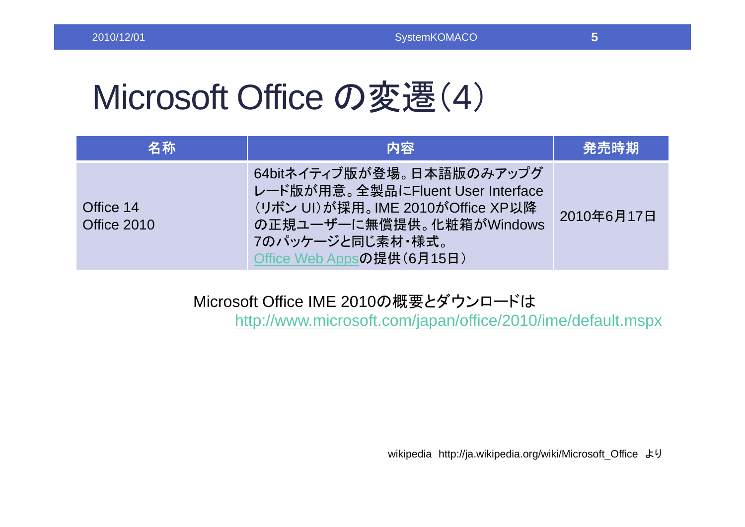# Microsoft Office の変遷（4）

| 名称 | 内容 | 発売時期 |
|---|---|---|
| Office 14<br>Office 2010 | 64bitネイティブ版が登場。日本語版のみアップグレード版が用意。全製品にFluent User Interface（リボン UI）が採用。IME 2010がOffice XP以降の正規ユーザーに無償提供。化粧箱がWindows 7のパッケージと同じ素材・様式。<br>Office Web Appsの提供（6月15日） | 2010年6月17日 |

Microsoft Office IME 2010の概要とダウンロードは
http://www.microsoft.com/japan/office/2010/ime/default.mspx

wikipedia　http://ja.wikipedia.org/wiki/Microsoft_Office　より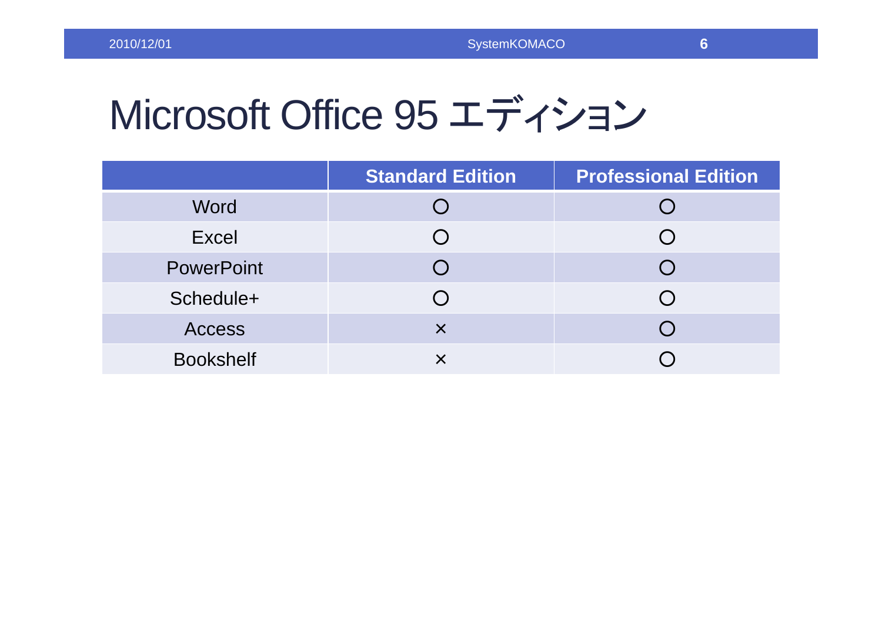# Microsoft Office 95 エディション

| | Standard Edition | Professional Edition |
|---|---|---|
| Word | ○ | ○ |
| Excel | ○ | ○ |
| PowerPoint | ○ | ○ |
| Schedule+ | ○ | ○ |
| Access | × | ○ |
| Bookshelf | × | ○ |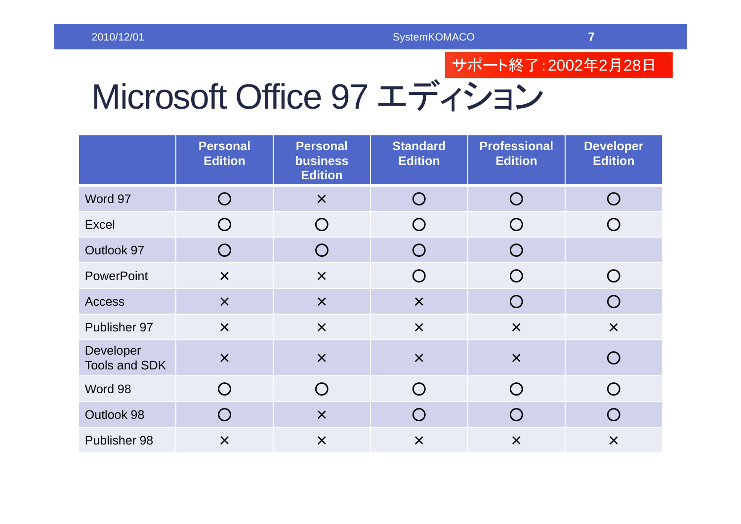サポート終了：2002年2月28日

# Microsoft Office 97 エディション

| | Personal Edition | Personal business Edition | Standard Edition | Professional Edition | Developer Edition |
|---|---|---|---|---|---|
| Word 97 | ○ | × | ○ | ○ | ○ |
| Excel | ○ | ○ | ○ | ○ | ○ |
| Outlook 97 | ○ | ○ | ○ | ○ | |
| PowerPoint | × | × | ○ | ○ | ○ |
| Access | × | × | × | ○ | ○ |
| Publisher 97 | × | × | × | × | × |
| Developer Tools and SDK | × | × | × | × | ○ |
| Word 98 | ○ | ○ | ○ | ○ | ○ |
| Outlook 98 | ○ | × | ○ | ○ | ○ |
| Publisher 98 | × | × | × | × | × |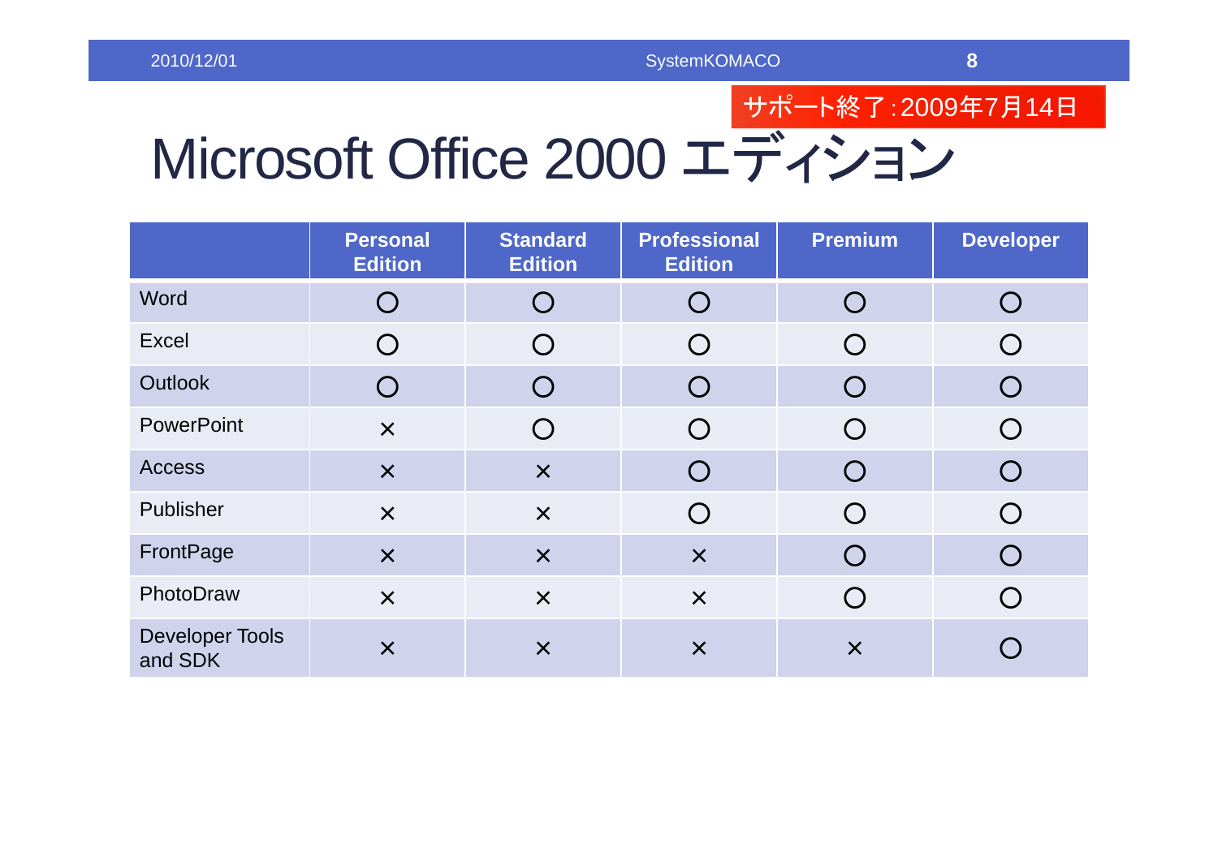サポート終了：2009年7月14日

# Microsoft Office 2000 エディション

| | Personal Edition | Standard Edition | Professional Edition | Premium | Developer |
|---|---|---|---|---|---|
| Word | ○ | ○ | ○ | ○ | ○ |
| Excel | ○ | ○ | ○ | ○ | ○ |
| Outlook | ○ | ○ | ○ | ○ | ○ |
| PowerPoint | × | ○ | ○ | ○ | ○ |
| Access | × | × | ○ | ○ | ○ |
| Publisher | × | × | ○ | ○ | ○ |
| FrontPage | × | × | × | ○ | ○ |
| PhotoDraw | × | × | × | ○ | ○ |
| Developer Tools and SDK | × | × | × | × | ○ |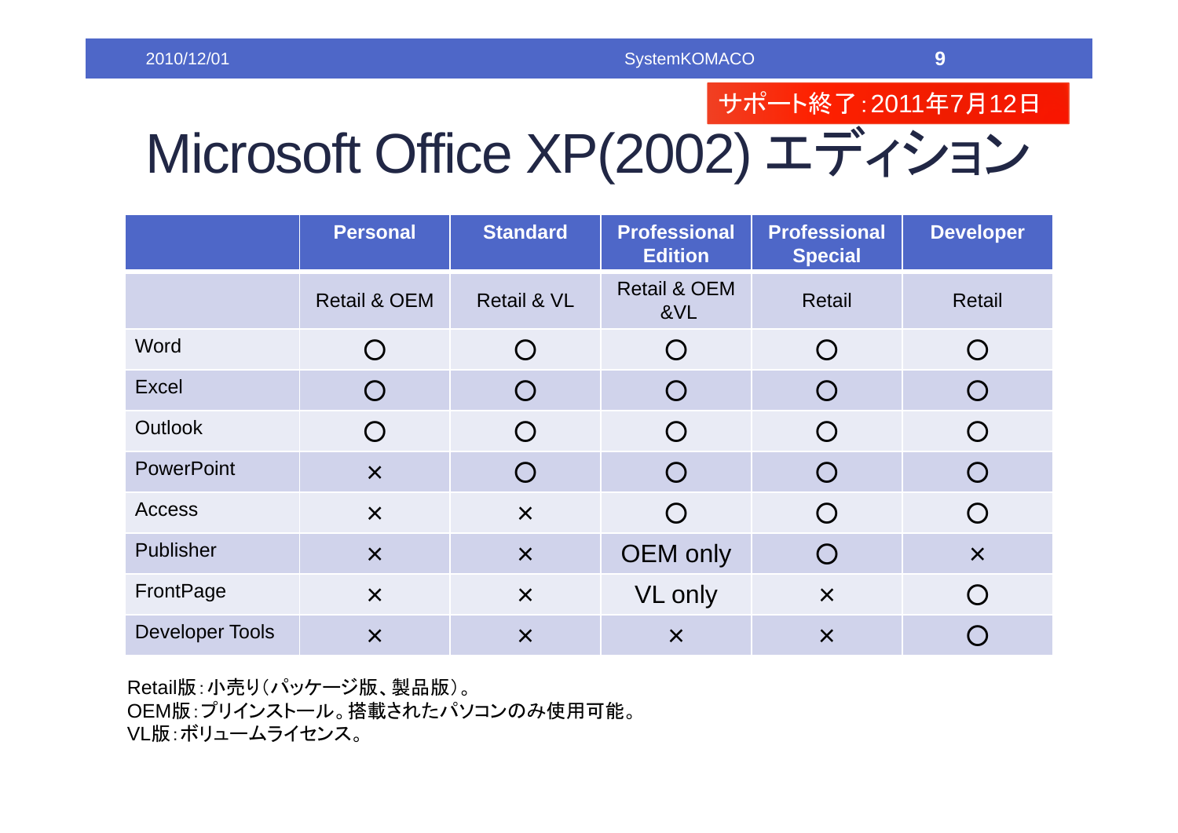サポート終了：2011年7月12日

# Microsoft Office XP(2002) エディション

| | Personal | Standard | Professional Edition | Professional Special | Developer |
|---|---|---|---|---|---|
| | Retail & OEM | Retail & VL | Retail & OEM &VL | Retail | Retail |
| Word | ○ | ○ | ○ | ○ | ○ |
| Excel | ○ | ○ | ○ | ○ | ○ |
| Outlook | ○ | ○ | ○ | ○ | ○ |
| PowerPoint | × | ○ | ○ | ○ | ○ |
| Access | × | × | ○ | ○ | ○ |
| Publisher | × | × | OEM only | ○ | × |
| FrontPage | × | × | VL only | × | ○ |
| Developer Tools | × | × | × | × | ○ |

Retail版：小売り（パッケージ版、製品版）。
OEM版：プリインストール。搭載されたパソコンのみ使用可能。
VL版：ボリュームライセンス。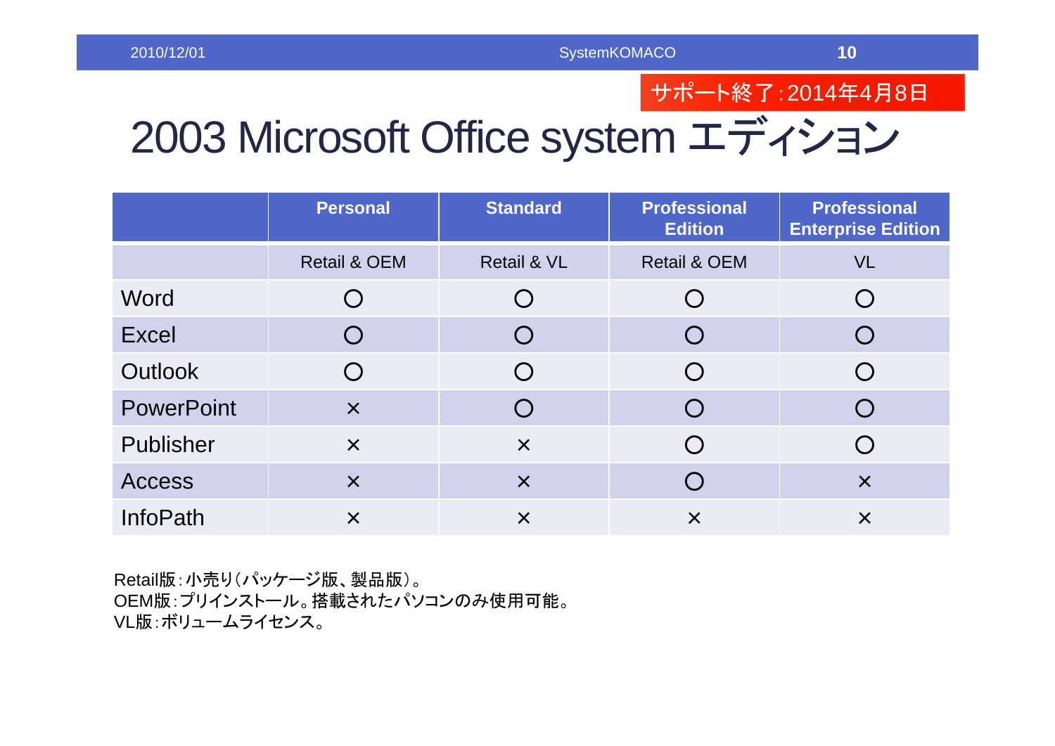サポート終了：2014年4月8日

# 2003 Microsoft Office system エディション

| | Personal | Standard | Professional Edition | Professional Enterprise Edition |
|---|---|---|---|---|
| | Retail & OEM | Retail & VL | Retail & OEM | VL |
| Word | ○ | ○ | ○ | ○ |
| Excel | ○ | ○ | ○ | ○ |
| Outlook | ○ | ○ | ○ | ○ |
| PowerPoint | × | ○ | ○ | ○ |
| Publisher | × | × | ○ | ○ |
| Access | × | × | ○ | × |
| InfoPath | × | × | × | × |

Retail版：小売り（パッケージ版、製品版）。
OEM版：プリインストール。搭載されたパソコンのみ使用可能。
VL版：ボリュームライセンス。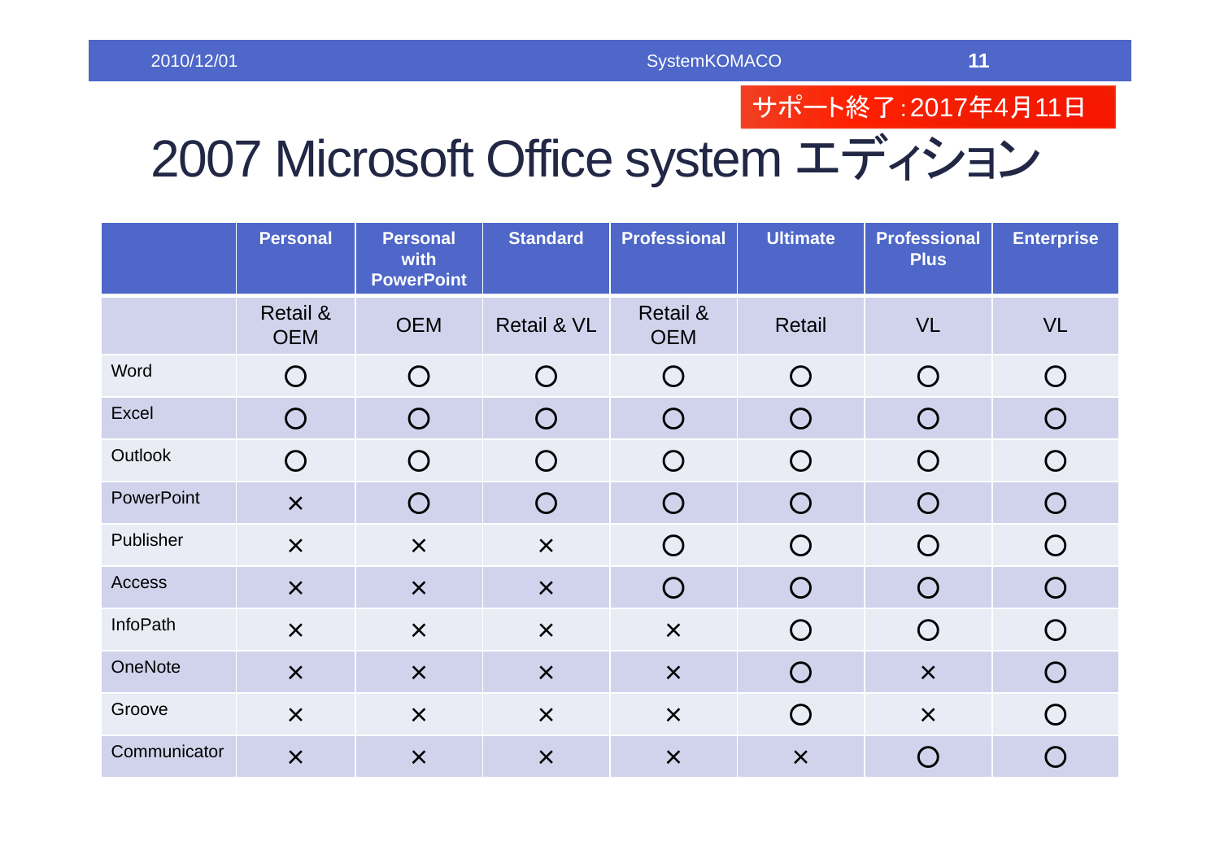サポート終了:2017年4月11日

# 2007 Microsoft Office system エディション

| | Personal | Personal with PowerPoint | Standard | Professional | Ultimate | Professional Plus | Enterprise |
|---|---|---|---|---|---|---|---|
| | Retail & OEM | OEM | Retail & VL | Retail & OEM | Retail | VL | VL |
| Word | ○ | ○ | ○ | ○ | ○ | ○ | ○ |
| Excel | ○ | ○ | ○ | ○ | ○ | ○ | ○ |
| Outlook | ○ | ○ | ○ | ○ | ○ | ○ | ○ |
| PowerPoint | × | ○ | ○ | ○ | ○ | ○ | ○ |
| Publisher | × | × | × | ○ | ○ | ○ | ○ |
| Access | × | × | × | ○ | ○ | ○ | ○ |
| InfoPath | × | × | × | × | ○ | ○ | ○ |
| OneNote | × | × | × | × | ○ | × | ○ |
| Groove | × | × | × | × | ○ | × | ○ |
| Communicator | × | × | × | × | × | ○ | ○ |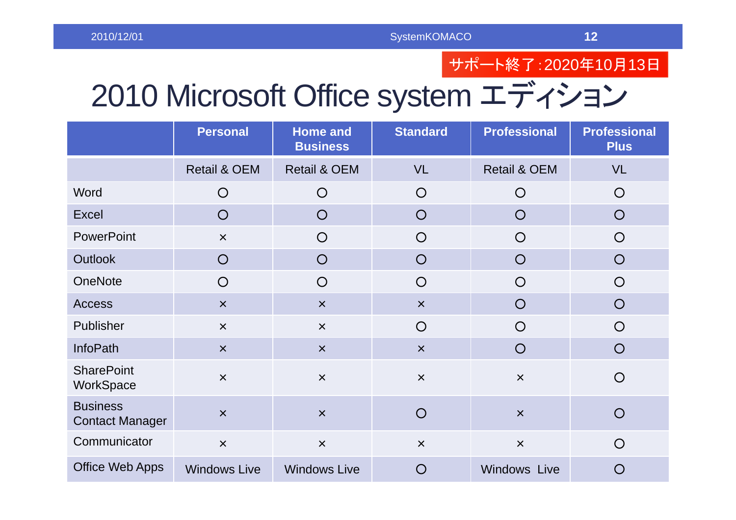サポート終了：2020年10月13日

# 2010 Microsoft Office system エディション

| | Personal | Home and Business | Standard | Professional | Professional Plus |
|---|---|---|---|---|---|
| | Retail & OEM | Retail & OEM | VL | Retail & OEM | VL |
| Word | ○ | ○ | ○ | ○ | ○ |
| Excel | ○ | ○ | ○ | ○ | ○ |
| PowerPoint | × | ○ | ○ | ○ | ○ |
| Outlook | ○ | ○ | ○ | ○ | ○ |
| OneNote | ○ | ○ | ○ | ○ | ○ |
| Access | × | × | × | ○ | ○ |
| Publisher | × | × | ○ | ○ | ○ |
| InfoPath | × | × | × | ○ | ○ |
| SharePoint WorkSpace | × | × | × | × | ○ |
| Business Contact Manager | × | × | ○ | × | ○ |
| Communicator | × | × | × | × | ○ |
| Office Web Apps | Windows Live | Windows Live | ○ | Windows Live | ○ |